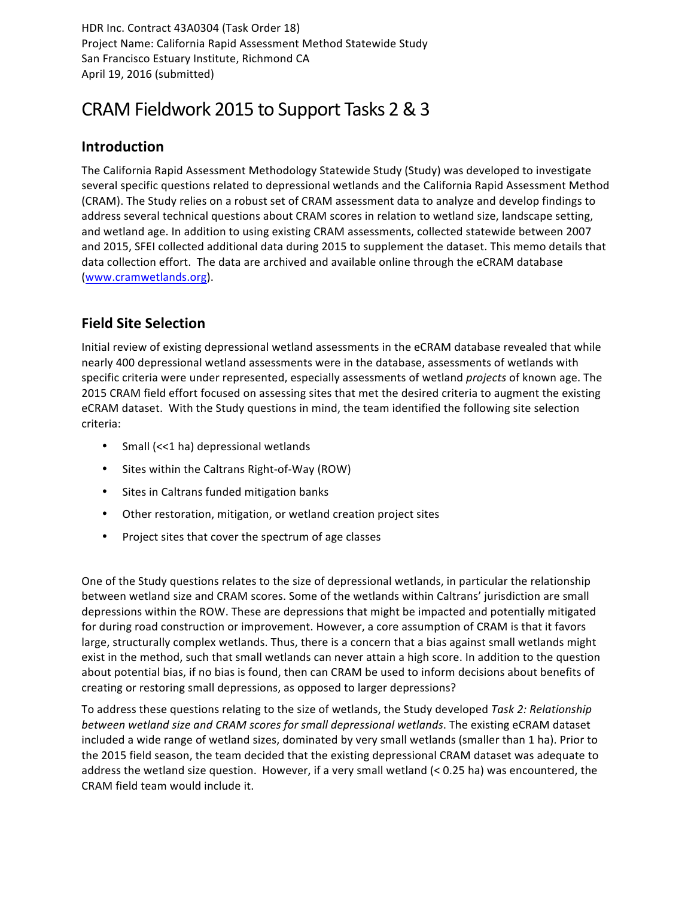HDR Inc. Contract 43A0304 (Task Order 18)
Project Name: California Rapid Assessment Method Statewide Study
San Francisco Estuary Institute, Richmond CA
April 19, 2016 (submitted)

# CRAM Fieldwork 2015 to Support Tasks 2 & 3

## Introduction

The California Rapid Assessment Methodology Statewide Study (Study) was developed to investigate several specific questions related to depressional wetlands and the California Rapid Assessment Method (CRAM). The Study relies on a robust set of CRAM assessment data to analyze and develop findings to address several technical questions about CRAM scores in relation to wetland size, landscape setting, and wetland age. In addition to using existing CRAM assessments, collected statewide between 2007 and 2015, SFEI collected additional data during 2015 to supplement the dataset. This memo details that data collection effort. The data are archived and available online through the eCRAM database (www.cramwetlands.org).

## Field Site Selection

Initial review of existing depressional wetland assessments in the eCRAM database revealed that while nearly 400 depressional wetland assessments were in the database, assessments of wetlands with specific criteria were under represented, especially assessments of wetland *projects* of known age. The 2015 CRAM field effort focused on assessing sites that met the desired criteria to augment the existing eCRAM dataset. With the Study questions in mind, the team identified the following site selection criteria:

- Small (<<1 ha) depressional wetlands
- Sites within the Caltrans Right-of-Way (ROW)
- Sites in Caltrans funded mitigation banks
- Other restoration, mitigation, or wetland creation project sites
- Project sites that cover the spectrum of age classes

One of the Study questions relates to the size of depressional wetlands, in particular the relationship between wetland size and CRAM scores. Some of the wetlands within Caltrans' jurisdiction are small depressions within the ROW. These are depressions that might be impacted and potentially mitigated for during road construction or improvement. However, a core assumption of CRAM is that it favors large, structurally complex wetlands. Thus, there is a concern that a bias against small wetlands might exist in the method, such that small wetlands can never attain a high score. In addition to the question about potential bias, if no bias is found, then can CRAM be used to inform decisions about benefits of creating or restoring small depressions, as opposed to larger depressions?

To address these questions relating to the size of wetlands, the Study developed *Task 2: Relationship between wetland size and CRAM scores for small depressional wetlands*. The existing eCRAM dataset included a wide range of wetland sizes, dominated by very small wetlands (smaller than 1 ha). Prior to the 2015 field season, the team decided that the existing depressional CRAM dataset was adequate to address the wetland size question. However, if a very small wetland (< 0.25 ha) was encountered, the CRAM field team would include it.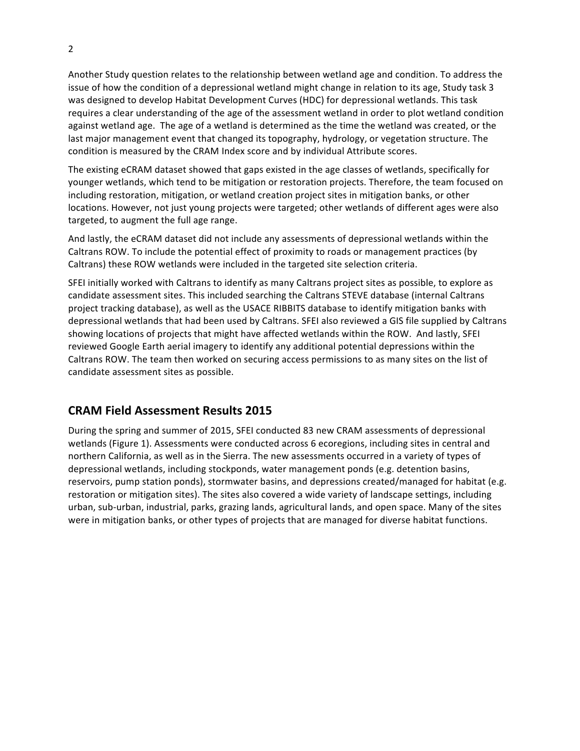Another Study question relates to the relationship between wetland age and condition. To address the issue of how the condition of a depressional wetland might change in relation to its age, Study task 3 was designed to develop Habitat Development Curves (HDC) for depressional wetlands. This task requires a clear understanding of the age of the assessment wetland in order to plot wetland condition against wetland age. The age of a wetland is determined as the time the wetland was created, or the last major management event that changed its topography, hydrology, or vegetation structure. The condition is measured by the CRAM Index score and by individual Attribute scores.

The existing eCRAM dataset showed that gaps existed in the age classes of wetlands, specifically for younger wetlands, which tend to be mitigation or restoration projects. Therefore, the team focused on including restoration, mitigation, or wetland creation project sites in mitigation banks, or other locations. However, not just young projects were targeted; other wetlands of different ages were also targeted, to augment the full age range.

And lastly, the eCRAM dataset did not include any assessments of depressional wetlands within the Caltrans ROW. To include the potential effect of proximity to roads or management practices (by Caltrans) these ROW wetlands were included in the targeted site selection criteria.

SFEI initially worked with Caltrans to identify as many Caltrans project sites as possible, to explore as candidate assessment sites. This included searching the Caltrans STEVE database (internal Caltrans project tracking database), as well as the USACE RIBBITS database to identify mitigation banks with depressional wetlands that had been used by Caltrans. SFEI also reviewed a GIS file supplied by Caltrans showing locations of projects that might have affected wetlands within the ROW. And lastly, SFEI reviewed Google Earth aerial imagery to identify any additional potential depressions within the Caltrans ROW. The team then worked on securing access permissions to as many sites on the list of candidate assessment sites as possible.

## CRAM Field Assessment Results 2015

During the spring and summer of 2015, SFEI conducted 83 new CRAM assessments of depressional wetlands (Figure 1). Assessments were conducted across 6 ecoregions, including sites in central and northern California, as well as in the Sierra. The new assessments occurred in a variety of types of depressional wetlands, including stockponds, water management ponds (e.g. detention basins, reservoirs, pump station ponds), stormwater basins, and depressions created/managed for habitat (e.g. restoration or mitigation sites). The sites also covered a wide variety of landscape settings, including urban, sub-urban, industrial, parks, grazing lands, agricultural lands, and open space. Many of the sites were in mitigation banks, or other types of projects that are managed for diverse habitat functions.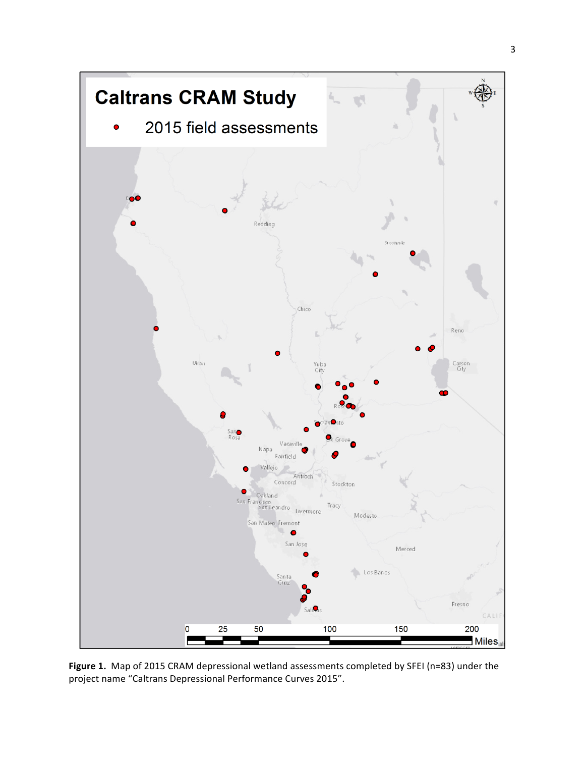**Figure 1.** Map of 2015 CRAM depressional wetland assessments completed by SFEI (n=83) under the project name "Caltrans Depressional Performance Curves 2015".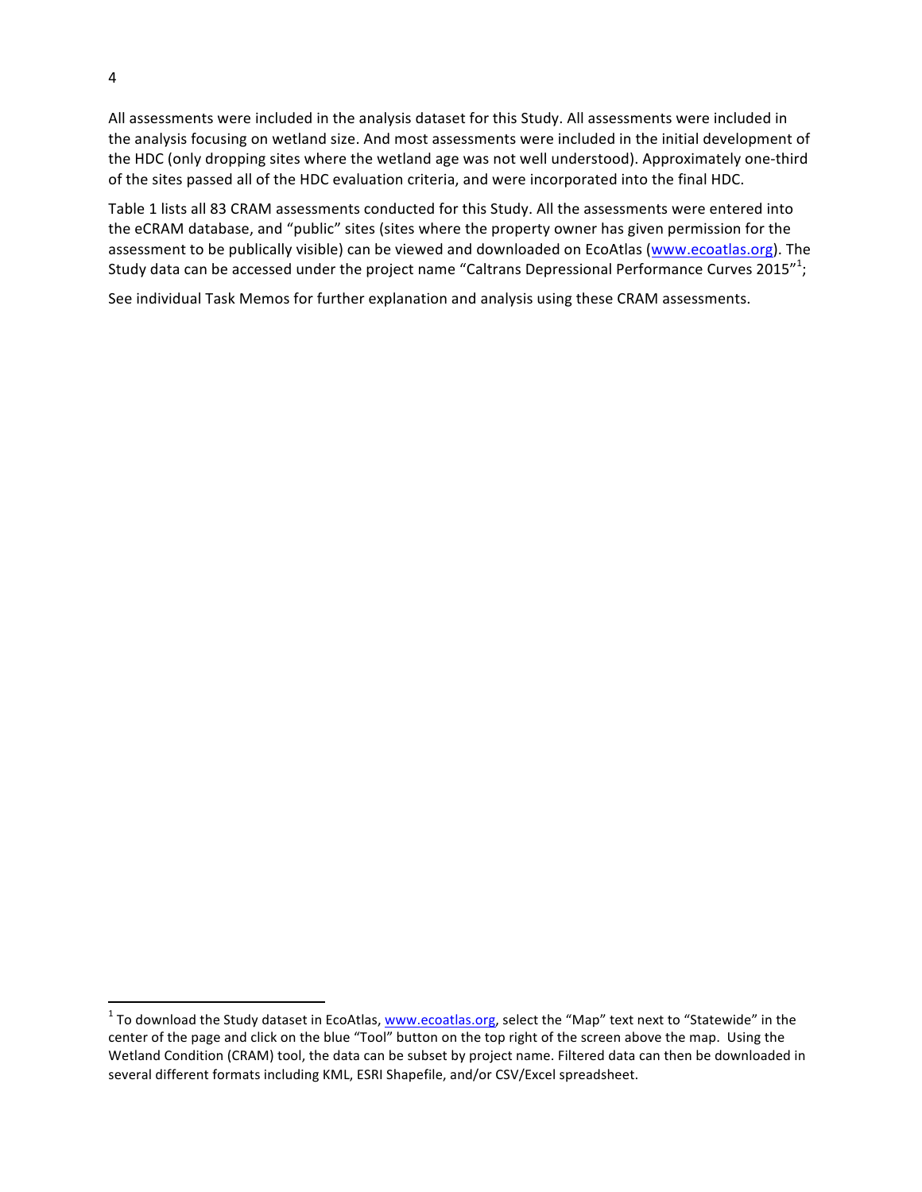All assessments were included in the analysis dataset for this Study. All assessments were included in the analysis focusing on wetland size. And most assessments were included in the initial development of the HDC (only dropping sites where the wetland age was not well understood). Approximately one-third of the sites passed all of the HDC evaluation criteria, and were incorporated into the final HDC.

Table 1 lists all 83 CRAM assessments conducted for this Study. All the assessments were entered into the eCRAM database, and "public" sites (sites where the property owner has given permission for the assessment to be publically visible) can be viewed and downloaded on EcoAtlas (www.ecoatlas.org). The Study data can be accessed under the project name "Caltrans Depressional Performance Curves 2015"[1];

See individual Task Memos for further explanation and analysis using these CRAM assessments.

---

[1] To download the Study dataset in EcoAtlas, www.ecoatlas.org, select the "Map" text next to "Statewide" in the center of the page and click on the blue "Tool" button on the top right of the screen above the map. Using the Wetland Condition (CRAM) tool, the data can be subset by project name. Filtered data can then be downloaded in several different formats including KML, ESRI Shapefile, and/or CSV/Excel spreadsheet.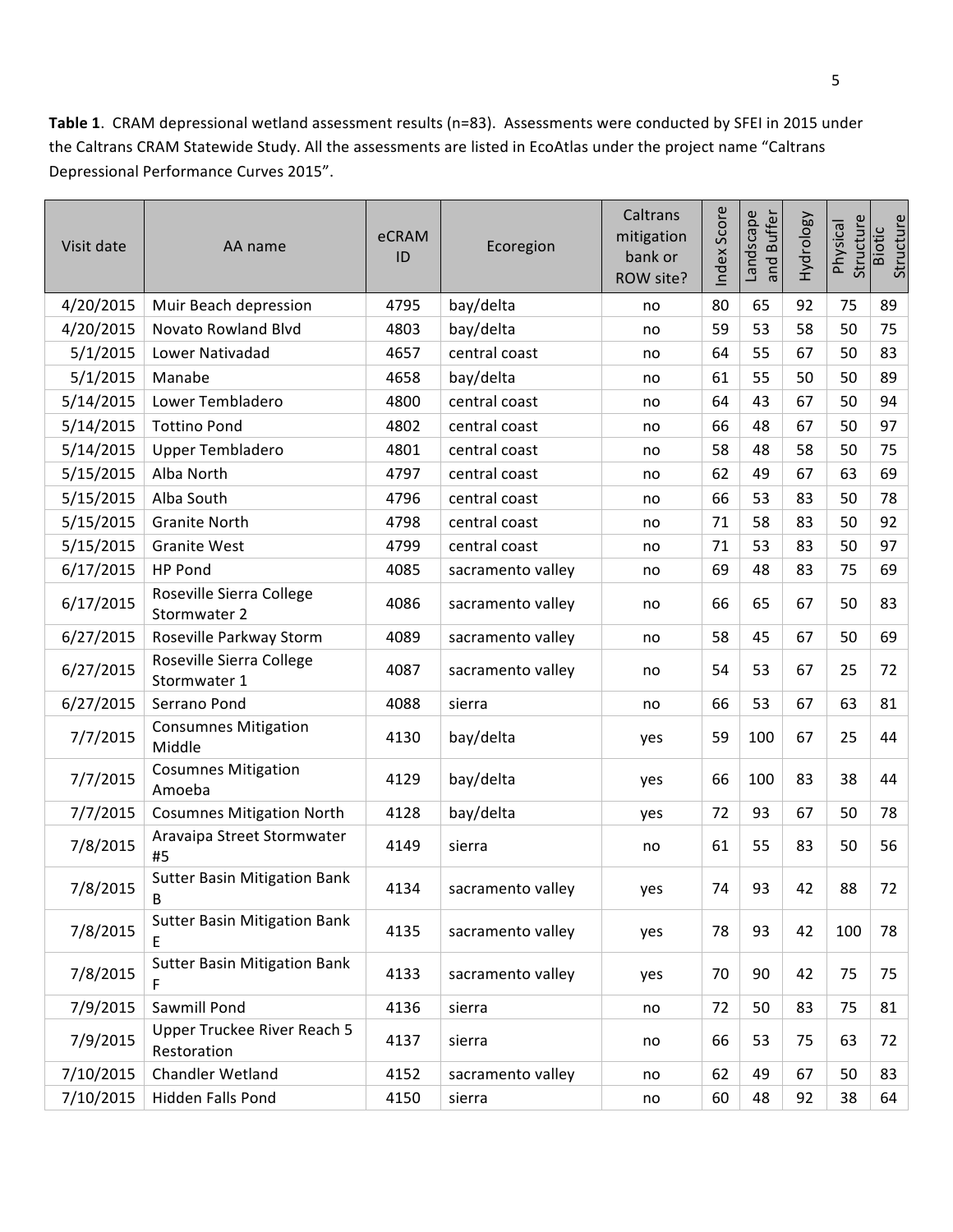**Table 1**. CRAM depressional wetland assessment results (n=83). Assessments were conducted by SFEI in 2015 under the Caltrans CRAM Statewide Study. All the assessments are listed in EcoAtlas under the project name "Caltrans Depressional Performance Curves 2015".

| Visit date | AA name | eCRAM ID | Ecoregion | Caltrans mitigation bank or ROW site? | Index Score | Landscape and Buffer | Hydrology | Physical Structure | Biotic Structure |
|---|---|---|---|---|---|---|---|---|---|
| 4/20/2015 | Muir Beach depression | 4795 | bay/delta | no | 80 | 65 | 92 | 75 | 89 |
| 4/20/2015 | Novato Rowland Blvd | 4803 | bay/delta | no | 59 | 53 | 58 | 50 | 75 |
| 5/1/2015 | Lower Nativadad | 4657 | central coast | no | 64 | 55 | 67 | 50 | 83 |
| 5/1/2015 | Manabe | 4658 | bay/delta | no | 61 | 55 | 50 | 50 | 89 |
| 5/14/2015 | Lower Tembladero | 4800 | central coast | no | 64 | 43 | 67 | 50 | 94 |
| 5/14/2015 | Tottino Pond | 4802 | central coast | no | 66 | 48 | 67 | 50 | 97 |
| 5/14/2015 | Upper Tembladero | 4801 | central coast | no | 58 | 48 | 58 | 50 | 75 |
| 5/15/2015 | Alba North | 4797 | central coast | no | 62 | 49 | 67 | 63 | 69 |
| 5/15/2015 | Alba South | 4796 | central coast | no | 66 | 53 | 83 | 50 | 78 |
| 5/15/2015 | Granite North | 4798 | central coast | no | 71 | 58 | 83 | 50 | 92 |
| 5/15/2015 | Granite West | 4799 | central coast | no | 71 | 53 | 83 | 50 | 97 |
| 6/17/2015 | HP Pond | 4085 | sacramento valley | no | 69 | 48 | 83 | 75 | 69 |
| 6/17/2015 | Roseville Sierra College Stormwater 2 | 4086 | sacramento valley | no | 66 | 65 | 67 | 50 | 83 |
| 6/27/2015 | Roseville Parkway Storm | 4089 | sacramento valley | no | 58 | 45 | 67 | 50 | 69 |
| 6/27/2015 | Roseville Sierra College Stormwater 1 | 4087 | sacramento valley | no | 54 | 53 | 67 | 25 | 72 |
| 6/27/2015 | Serrano Pond | 4088 | sierra | no | 66 | 53 | 67 | 63 | 81 |
| 7/7/2015 | Consumnes Mitigation Middle | 4130 | bay/delta | yes | 59 | 100 | 67 | 25 | 44 |
| 7/7/2015 | Cosumnes Mitigation Amoeba | 4129 | bay/delta | yes | 66 | 100 | 83 | 38 | 44 |
| 7/7/2015 | Cosumnes Mitigation North | 4128 | bay/delta | yes | 72 | 93 | 67 | 50 | 78 |
| 7/8/2015 | Aravaipa Street Stormwater #5 | 4149 | sierra | no | 61 | 55 | 83 | 50 | 56 |
| 7/8/2015 | Sutter Basin Mitigation Bank B | 4134 | sacramento valley | yes | 74 | 93 | 42 | 88 | 72 |
| 7/8/2015 | Sutter Basin Mitigation Bank E | 4135 | sacramento valley | yes | 78 | 93 | 42 | 100 | 78 |
| 7/8/2015 | Sutter Basin Mitigation Bank F | 4133 | sacramento valley | yes | 70 | 90 | 42 | 75 | 75 |
| 7/9/2015 | Sawmill Pond | 4136 | sierra | no | 72 | 50 | 83 | 75 | 81 |
| 7/9/2015 | Upper Truckee River Reach 5 Restoration | 4137 | sierra | no | 66 | 53 | 75 | 63 | 72 |
| 7/10/2015 | Chandler Wetland | 4152 | sacramento valley | no | 62 | 49 | 67 | 50 | 83 |
| 7/10/2015 | Hidden Falls Pond | 4150 | sierra | no | 60 | 48 | 92 | 38 | 64 |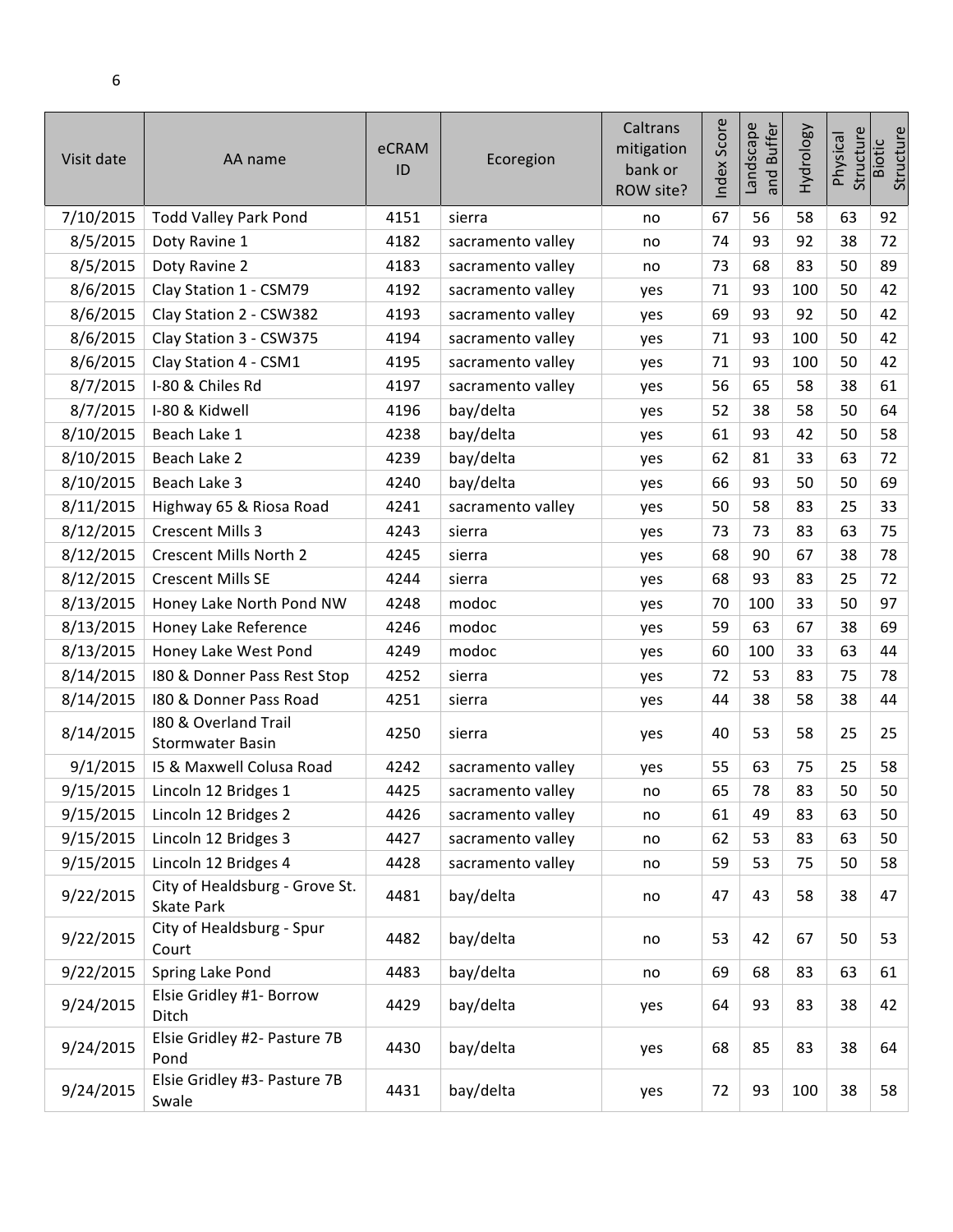| Visit date | AA name | eCRAM ID | Ecoregion | Caltrans mitigation bank or ROW site? | Index Score | Landscape and Buffer | Hydrology | Physical Structure | Biotic Structure |
|---|---|---|---|---|---|---|---|---|---|
| 7/10/2015 | Todd Valley Park Pond | 4151 | sierra | no | 67 | 56 | 58 | 63 | 92 |
| 8/5/2015 | Doty Ravine 1 | 4182 | sacramento valley | no | 74 | 93 | 92 | 38 | 72 |
| 8/5/2015 | Doty Ravine 2 | 4183 | sacramento valley | no | 73 | 68 | 83 | 50 | 89 |
| 8/6/2015 | Clay Station 1 - CSM79 | 4192 | sacramento valley | yes | 71 | 93 | 100 | 50 | 42 |
| 8/6/2015 | Clay Station 2 - CSW382 | 4193 | sacramento valley | yes | 69 | 93 | 92 | 50 | 42 |
| 8/6/2015 | Clay Station 3 - CSW375 | 4194 | sacramento valley | yes | 71 | 93 | 100 | 50 | 42 |
| 8/6/2015 | Clay Station 4 - CSM1 | 4195 | sacramento valley | yes | 71 | 93 | 100 | 50 | 42 |
| 8/7/2015 | I-80 & Chiles Rd | 4197 | sacramento valley | yes | 56 | 65 | 58 | 38 | 61 |
| 8/7/2015 | I-80 & Kidwell | 4196 | bay/delta | yes | 52 | 38 | 58 | 50 | 64 |
| 8/10/2015 | Beach Lake 1 | 4238 | bay/delta | yes | 61 | 93 | 42 | 50 | 58 |
| 8/10/2015 | Beach Lake 2 | 4239 | bay/delta | yes | 62 | 81 | 33 | 63 | 72 |
| 8/10/2015 | Beach Lake 3 | 4240 | bay/delta | yes | 66 | 93 | 50 | 50 | 69 |
| 8/11/2015 | Highway 65 & Riosa Road | 4241 | sacramento valley | yes | 50 | 58 | 83 | 25 | 33 |
| 8/12/2015 | Crescent Mills 3 | 4243 | sierra | yes | 73 | 73 | 83 | 63 | 75 |
| 8/12/2015 | Crescent Mills North 2 | 4245 | sierra | yes | 68 | 90 | 67 | 38 | 78 |
| 8/12/2015 | Crescent Mills SE | 4244 | sierra | yes | 68 | 93 | 83 | 25 | 72 |
| 8/13/2015 | Honey Lake North Pond NW | 4248 | modoc | yes | 70 | 100 | 33 | 50 | 97 |
| 8/13/2015 | Honey Lake Reference | 4246 | modoc | yes | 59 | 63 | 67 | 38 | 69 |
| 8/13/2015 | Honey Lake West Pond | 4249 | modoc | yes | 60 | 100 | 33 | 63 | 44 |
| 8/14/2015 | I80 & Donner Pass Rest Stop | 4252 | sierra | yes | 72 | 53 | 83 | 75 | 78 |
| 8/14/2015 | I80 & Donner Pass Road | 4251 | sierra | yes | 44 | 38 | 58 | 38 | 44 |
| 8/14/2015 | I80 & Overland Trail Stormwater Basin | 4250 | sierra | yes | 40 | 53 | 58 | 25 | 25 |
| 9/1/2015 | I5 & Maxwell Colusa Road | 4242 | sacramento valley | yes | 55 | 63 | 75 | 25 | 58 |
| 9/15/2015 | Lincoln 12 Bridges 1 | 4425 | sacramento valley | no | 65 | 78 | 83 | 50 | 50 |
| 9/15/2015 | Lincoln 12 Bridges 2 | 4426 | sacramento valley | no | 61 | 49 | 83 | 63 | 50 |
| 9/15/2015 | Lincoln 12 Bridges 3 | 4427 | sacramento valley | no | 62 | 53 | 83 | 63 | 50 |
| 9/15/2015 | Lincoln 12 Bridges 4 | 4428 | sacramento valley | no | 59 | 53 | 75 | 50 | 58 |
| 9/22/2015 | City of Healdsburg - Grove St. Skate Park | 4481 | bay/delta | no | 47 | 43 | 58 | 38 | 47 |
| 9/22/2015 | City of Healdsburg - Spur Court | 4482 | bay/delta | no | 53 | 42 | 67 | 50 | 53 |
| 9/22/2015 | Spring Lake Pond | 4483 | bay/delta | no | 69 | 68 | 83 | 63 | 61 |
| 9/24/2015 | Elsie Gridley #1- Borrow Ditch | 4429 | bay/delta | yes | 64 | 93 | 83 | 38 | 42 |
| 9/24/2015 | Elsie Gridley #2- Pasture 7B Pond | 4430 | bay/delta | yes | 68 | 85 | 83 | 38 | 64 |
| 9/24/2015 | Elsie Gridley #3- Pasture 7B Swale | 4431 | bay/delta | yes | 72 | 93 | 100 | 38 | 58 |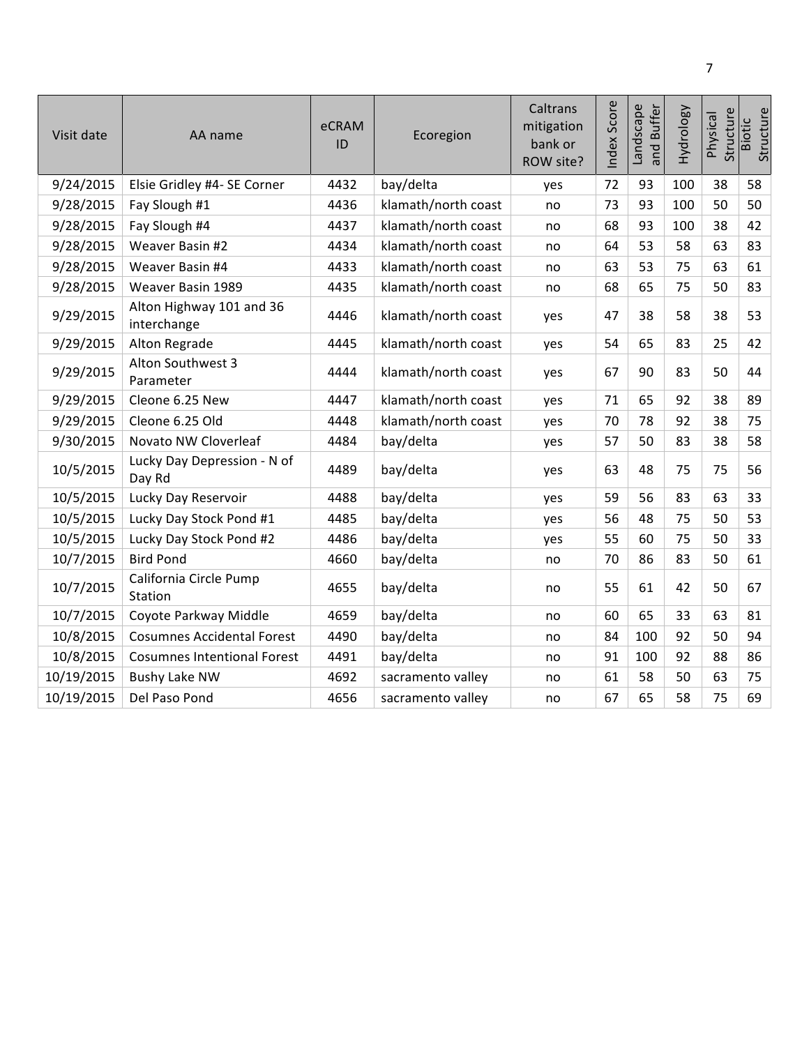| Visit date | AA name | eCRAM ID | Ecoregion | Caltrans mitigation bank or ROW site? | Index Score | Landscape and Buffer | Hydrology | Physical Structure | Biotic Structure |
|---|---|---|---|---|---|---|---|---|---|
| 9/24/2015 | Elsie Gridley #4- SE Corner | 4432 | bay/delta | yes | 72 | 93 | 100 | 38 | 58 |
| 9/28/2015 | Fay Slough #1 | 4436 | klamath/north coast | no | 73 | 93 | 100 | 50 | 50 |
| 9/28/2015 | Fay Slough #4 | 4437 | klamath/north coast | no | 68 | 93 | 100 | 38 | 42 |
| 9/28/2015 | Weaver Basin #2 | 4434 | klamath/north coast | no | 64 | 53 | 58 | 63 | 83 |
| 9/28/2015 | Weaver Basin #4 | 4433 | klamath/north coast | no | 63 | 53 | 75 | 63 | 61 |
| 9/28/2015 | Weaver Basin 1989 | 4435 | klamath/north coast | no | 68 | 65 | 75 | 50 | 83 |
| 9/29/2015 | Alton Highway 101 and 36 interchange | 4446 | klamath/north coast | yes | 47 | 38 | 58 | 38 | 53 |
| 9/29/2015 | Alton Regrade | 4445 | klamath/north coast | yes | 54 | 65 | 83 | 25 | 42 |
| 9/29/2015 | Alton Southwest 3 Parameter | 4444 | klamath/north coast | yes | 67 | 90 | 83 | 50 | 44 |
| 9/29/2015 | Cleone 6.25 New | 4447 | klamath/north coast | yes | 71 | 65 | 92 | 38 | 89 |
| 9/29/2015 | Cleone 6.25 Old | 4448 | klamath/north coast | yes | 70 | 78 | 92 | 38 | 75 |
| 9/30/2015 | Novato NW Cloverleaf | 4484 | bay/delta | yes | 57 | 50 | 83 | 38 | 58 |
| 10/5/2015 | Lucky Day Depression - N of Day Rd | 4489 | bay/delta | yes | 63 | 48 | 75 | 75 | 56 |
| 10/5/2015 | Lucky Day Reservoir | 4488 | bay/delta | yes | 59 | 56 | 83 | 63 | 33 |
| 10/5/2015 | Lucky Day Stock Pond #1 | 4485 | bay/delta | yes | 56 | 48 | 75 | 50 | 53 |
| 10/5/2015 | Lucky Day Stock Pond #2 | 4486 | bay/delta | yes | 55 | 60 | 75 | 50 | 33 |
| 10/7/2015 | Bird Pond | 4660 | bay/delta | no | 70 | 86 | 83 | 50 | 61 |
| 10/7/2015 | California Circle Pump Station | 4655 | bay/delta | no | 55 | 61 | 42 | 50 | 67 |
| 10/7/2015 | Coyote Parkway Middle | 4659 | bay/delta | no | 60 | 65 | 33 | 63 | 81 |
| 10/8/2015 | Cosumnes Accidental Forest | 4490 | bay/delta | no | 84 | 100 | 92 | 50 | 94 |
| 10/8/2015 | Cosumnes Intentional Forest | 4491 | bay/delta | no | 91 | 100 | 92 | 88 | 86 |
| 10/19/2015 | Bushy Lake NW | 4692 | sacramento valley | no | 61 | 58 | 50 | 63 | 75 |
| 10/19/2015 | Del Paso Pond | 4656 | sacramento valley | no | 67 | 65 | 58 | 75 | 69 |